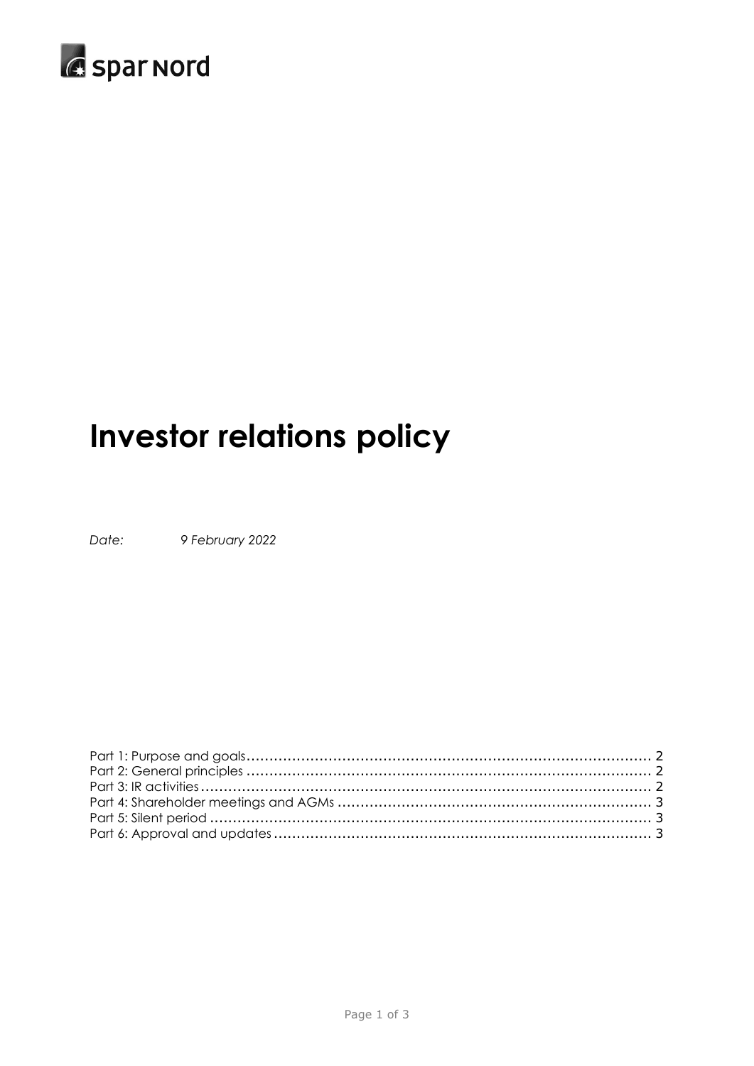spar nord

# Investor relations policy

*Date:* *9 February 2022*

Part 1: Purpose and goals ........................................................................................ 2
Part 2: General principles ........................................................................................ 2
Part 3: IR activities .................................................................................................. 2
Part 4: Shareholder meetings and AGMs .................................................................... 3
Part 5: Silent period ................................................................................................ 3
Part 6: Approval and updates .................................................................................. 3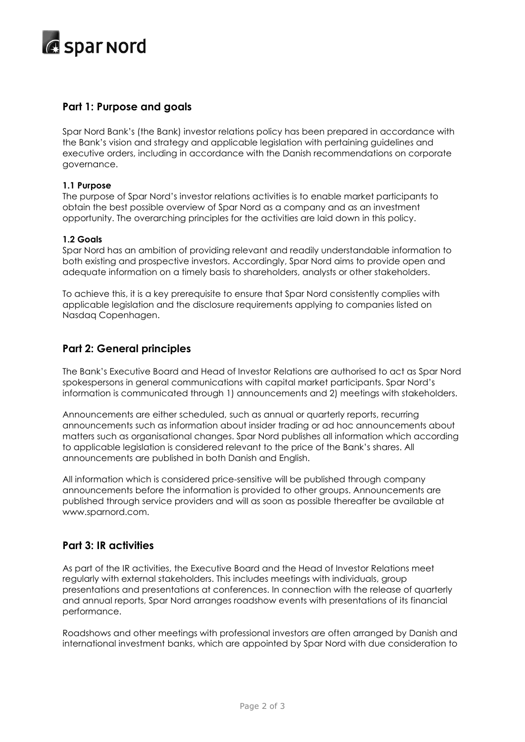## Part 1: Purpose and goals

Spar Nord Bank's (the Bank) investor relations policy has been prepared in accordance with the Bank's vision and strategy and applicable legislation with pertaining guidelines and executive orders, including in accordance with the Danish recommendations on corporate governance.

#### 1.1 Purpose

The purpose of Spar Nord's investor relations activities is to enable market participants to obtain the best possible overview of Spar Nord as a company and as an investment opportunity. The overarching principles for the activities are laid down in this policy.

#### 1.2 Goals

Spar Nord has an ambition of providing relevant and readily understandable information to both existing and prospective investors. Accordingly, Spar Nord aims to provide open and adequate information on a timely basis to shareholders, analysts or other stakeholders.

To achieve this, it is a key prerequisite to ensure that Spar Nord consistently complies with applicable legislation and the disclosure requirements applying to companies listed on Nasdaq Copenhagen.

## Part 2: General principles

The Bank's Executive Board and Head of Investor Relations are authorised to act as Spar Nord spokespersons in general communications with capital market participants. Spar Nord's information is communicated through 1) announcements and 2) meetings with stakeholders.

Announcements are either scheduled, such as annual or quarterly reports, recurring announcements such as information about insider trading or ad hoc announcements about matters such as organisational changes. Spar Nord publishes all information which according to applicable legislation is considered relevant to the price of the Bank's shares. All announcements are published in both Danish and English.

All information which is considered price-sensitive will be published through company announcements before the information is provided to other groups. Announcements are published through service providers and will as soon as possible thereafter be available at www.sparnord.com.

## Part 3: IR activities

As part of the IR activities, the Executive Board and the Head of Investor Relations meet regularly with external stakeholders. This includes meetings with individuals, group presentations and presentations at conferences. In connection with the release of quarterly and annual reports, Spar Nord arranges roadshow events with presentations of its financial performance.

Roadshows and other meetings with professional investors are often arranged by Danish and international investment banks, which are appointed by Spar Nord with due consideration to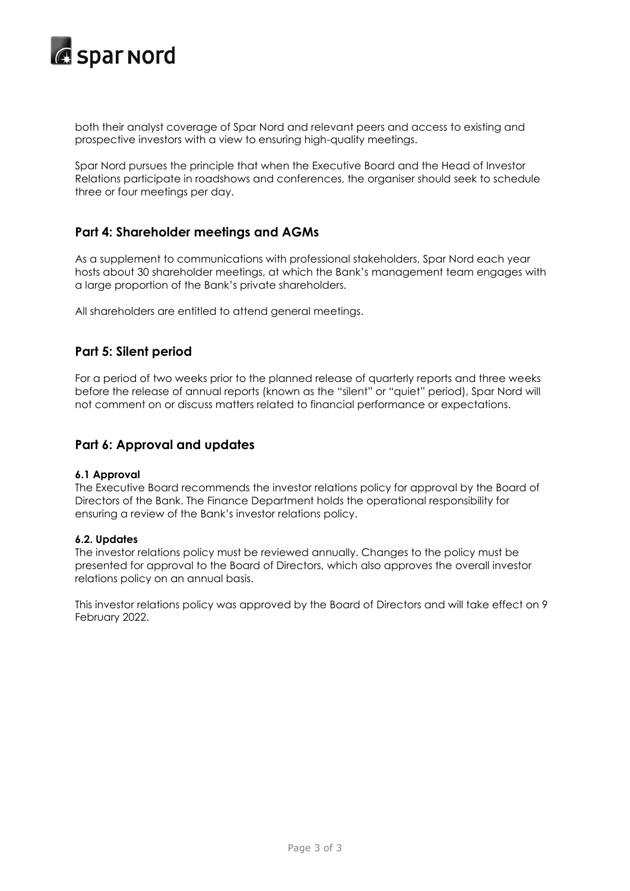both their analyst coverage of Spar Nord and relevant peers and access to existing and prospective investors with a view to ensuring high-quality meetings.

Spar Nord pursues the principle that when the Executive Board and the Head of Investor Relations participate in roadshows and conferences, the organiser should seek to schedule three or four meetings per day.

## Part 4: Shareholder meetings and AGMs

As a supplement to communications with professional stakeholders, Spar Nord each year hosts about 30 shareholder meetings, at which the Bank's management team engages with a large proportion of the Bank's private shareholders.

All shareholders are entitled to attend general meetings.

## Part 5: Silent period

For a period of two weeks prior to the planned release of quarterly reports and three weeks before the release of annual reports (known as the "silent" or "quiet" period), Spar Nord will not comment on or discuss matters related to financial performance or expectations.

## Part 6: Approval and updates

**6.1 Approval**
The Executive Board recommends the investor relations policy for approval by the Board of Directors of the Bank. The Finance Department holds the operational responsibility for ensuring a review of the Bank's investor relations policy.

**6.2. Updates**
The investor relations policy must be reviewed annually. Changes to the policy must be presented for approval to the Board of Directors, which also approves the overall investor relations policy on an annual basis.

This investor relations policy was approved by the Board of Directors and will take effect on 9 February 2022.